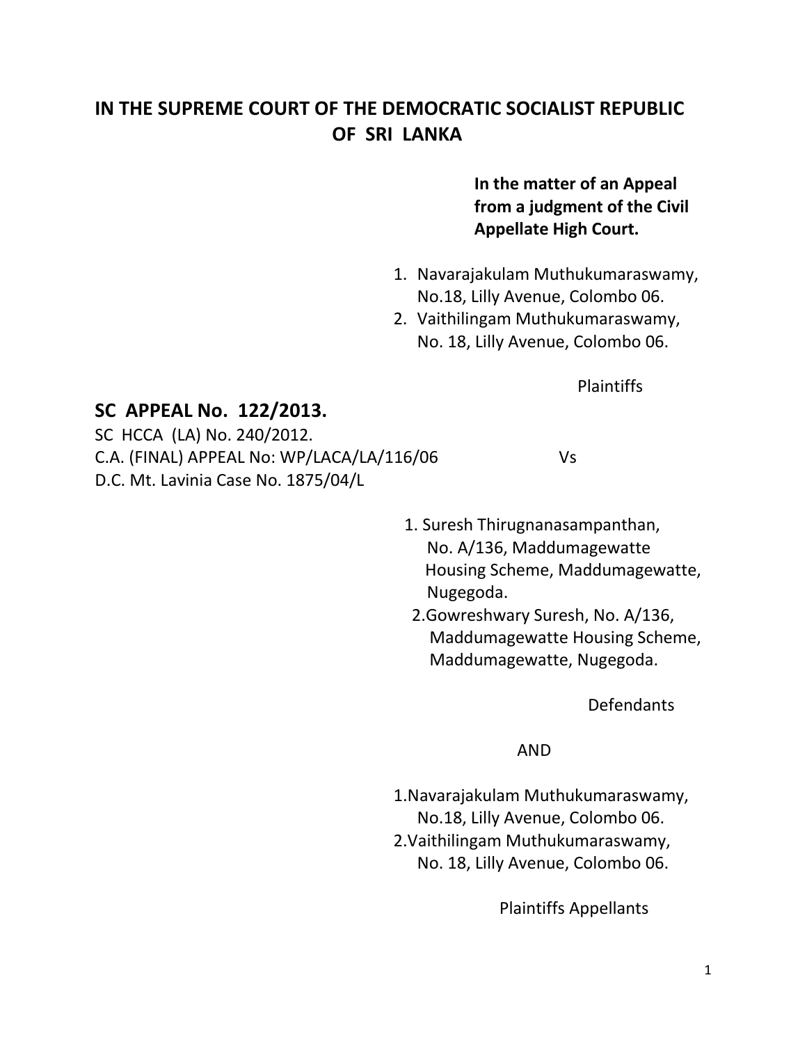# IN THE SUPREME COURT OF THE DEMOCRATIC SOCIALIST REPUBLIC OF SRI LANKA

**In the matter of an Appeal from a judgment of the Civil Appellate High Court.**

1. Navarajakulam Muthukumaraswamy, No.18, Lilly Avenue, Colombo 06.
2. Vaithilingam Muthukumaraswamy, No. 18, Lilly Avenue, Colombo 06.

Plaintiffs

## SC APPEAL No. 122/2013.

SC HCCA (LA) No. 240/2012.
C.A. (FINAL) APPEAL No: WP/LACA/LA/116/06
D.C. Mt. Lavinia Case No. 1875/04/L

Vs

1. Suresh Thirugnanasampanthan, No. A/136, Maddumagewatte Housing Scheme, Maddumagewatte, Nugegoda.
2. Gowreshwary Suresh, No. A/136, Maddumagewatte Housing Scheme, Maddumagewatte, Nugegoda.

Defendants

AND

1. Navarajakulam Muthukumaraswamy, No.18, Lilly Avenue, Colombo 06.
2. Vaithilingam Muthukumaraswamy, No. 18, Lilly Avenue, Colombo 06.

Plaintiffs Appellants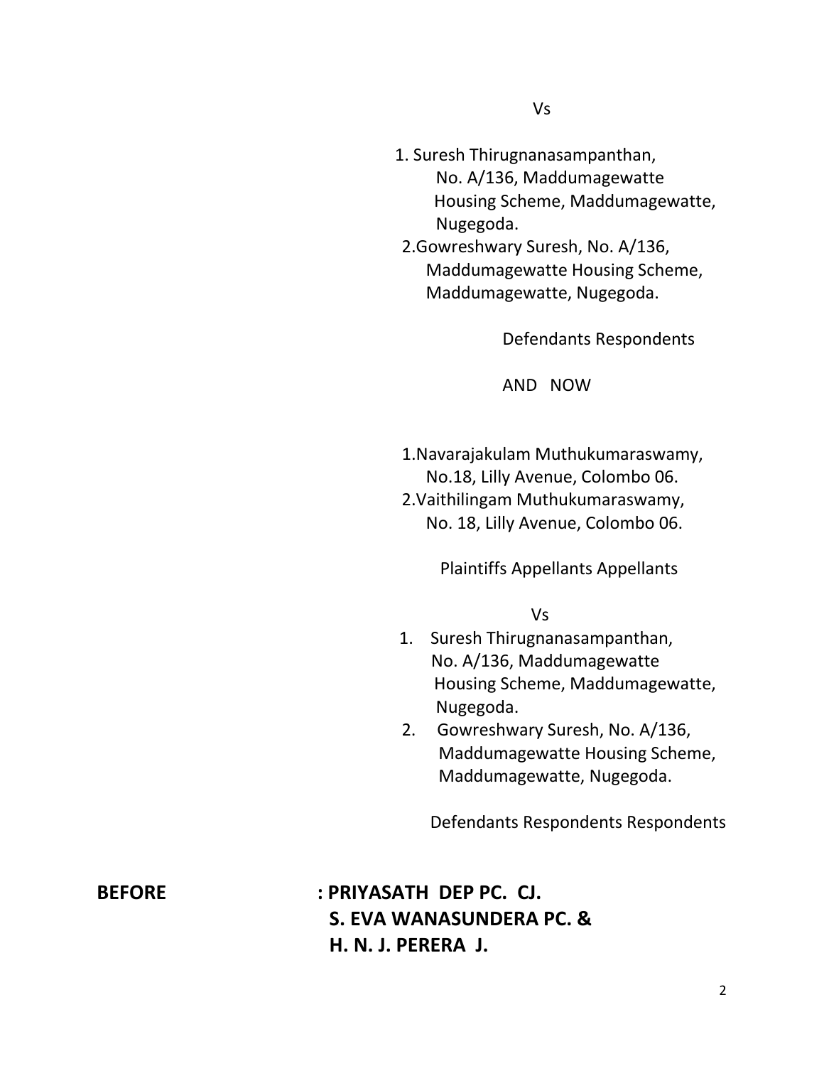Vs

1. Suresh Thirugnanasampanthan,
   No. A/136, Maddumagewatte
   Housing Scheme, Maddumagewatte,
   Nugegoda.
2. Gowreshwary Suresh, No. A/136,
   Maddumagewatte Housing Scheme,
   Maddumagewatte, Nugegoda.

Defendants Respondents

AND NOW

1. Navarajakulam Muthukumaraswamy,
   No.18, Lilly Avenue, Colombo 06.
2. Vaithilingam Muthukumaraswamy,
   No. 18, Lilly Avenue, Colombo 06.

Plaintiffs Appellants Appellants

Vs

1. Suresh Thirugnanasampanthan,
   No. A/136, Maddumagewatte
   Housing Scheme, Maddumagewatte,
   Nugegoda.
2. Gowreshwary Suresh, No. A/136,
   Maddumagewatte Housing Scheme,
   Maddumagewatte, Nugegoda.

Defendants Respondents Respondents

**BEFORE : PRIYASATH DEP PC. CJ.**
**S. EVA WANASUNDERA PC. &**
**H. N. J. PERERA J.**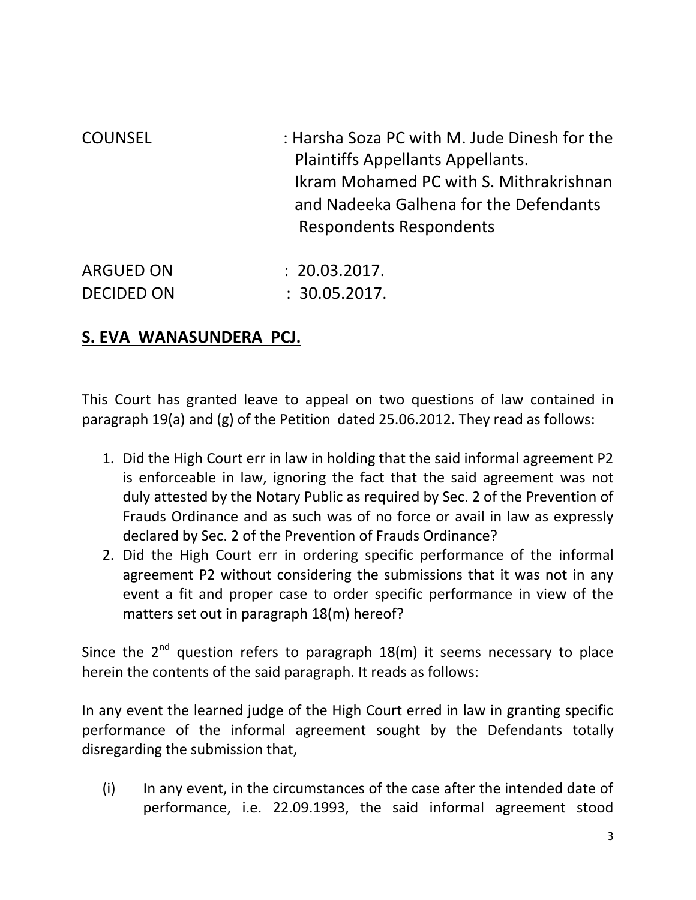COUNSEL : Harsha Soza PC with M. Jude Dinesh for the Plaintiffs Appellants Appellants.
Ikram Mohamed PC with S. Mithrakrishnan and Nadeeka Galhena for the Defendants Respondents Respondents

ARGUED ON : 20.03.2017.

DECIDED ON : 30.05.2017.

**S. EVA WANASUNDERA PCJ.**

This Court has granted leave to appeal on two questions of law contained in paragraph 19(a) and (g) of the Petition dated 25.06.2012. They read as follows:

1. Did the High Court err in law in holding that the said informal agreement P2 is enforceable in law, ignoring the fact that the said agreement was not duly attested by the Notary Public as required by Sec. 2 of the Prevention of Frauds Ordinance and as such was of no force or avail in law as expressly declared by Sec. 2 of the Prevention of Frauds Ordinance?
2. Did the High Court err in ordering specific performance of the informal agreement P2 without considering the submissions that it was not in any event a fit and proper case to order specific performance in view of the matters set out in paragraph 18(m) hereof?

Since the 2nd question refers to paragraph 18(m) it seems necessary to place herein the contents of the said paragraph. It reads as follows:

In any event the learned judge of the High Court erred in law in granting specific performance of the informal agreement sought by the Defendants totally disregarding the submission that,

(i) In any event, in the circumstances of the case after the intended date of performance, i.e. 22.09.1993, the said informal agreement stood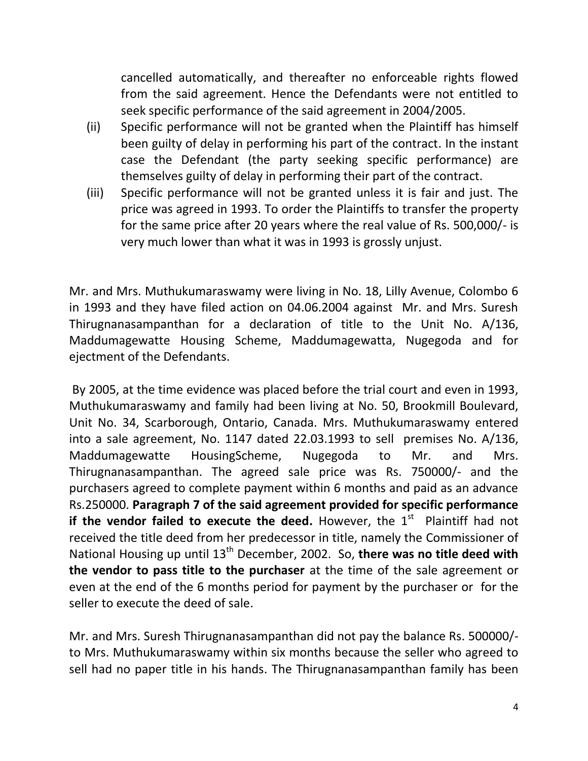cancelled automatically, and thereafter no enforceable rights flowed from the said agreement. Hence the Defendants were not entitled to seek specific performance of the said agreement in 2004/2005.

(ii) Specific performance will not be granted when the Plaintiff has himself been guilty of delay in performing his part of the contract. In the instant case the Defendant (the party seeking specific performance) are themselves guilty of delay in performing their part of the contract.

(iii) Specific performance will not be granted unless it is fair and just. The price was agreed in 1993. To order the Plaintiffs to transfer the property for the same price after 20 years where the real value of Rs. 500,000/- is very much lower than what it was in 1993 is grossly unjust.

Mr. and Mrs. Muthukumaraswamy were living in No. 18, Lilly Avenue, Colombo 6 in 1993 and they have filed action on 04.06.2004 against Mr. and Mrs. Suresh Thirugnanasampanthan for a declaration of title to the Unit No. A/136, Maddumagewatte Housing Scheme, Maddumagewatta, Nugegoda and for ejectment of the Defendants.

By 2005, at the time evidence was placed before the trial court and even in 1993, Muthukumaraswamy and family had been living at No. 50, Brookmill Boulevard, Unit No. 34, Scarborough, Ontario, Canada. Mrs. Muthukumaraswamy entered into a sale agreement, No. 1147 dated 22.03.1993 to sell premises No. A/136, Maddumagewatte HousingScheme, Nugegoda to Mr. and Mrs. Thirugnanasampanthan. The agreed sale price was Rs. 750000/- and the purchasers agreed to complete payment within 6 months and paid as an advance Rs.250000. **Paragraph 7 of the said agreement provided for specific performance if the vendor failed to execute the deed.** However, the 1st Plaintiff had not received the title deed from her predecessor in title, namely the Commissioner of National Housing up until 13th December, 2002. So, **there was no title deed with the vendor to pass title to the purchaser** at the time of the sale agreement or even at the end of the 6 months period for payment by the purchaser or for the seller to execute the deed of sale.

Mr. and Mrs. Suresh Thirugnanasampanthan did not pay the balance Rs. 500000/- to Mrs. Muthukumaraswamy within six months because the seller who agreed to sell had no paper title in his hands. The Thirugnanasampanthan family has been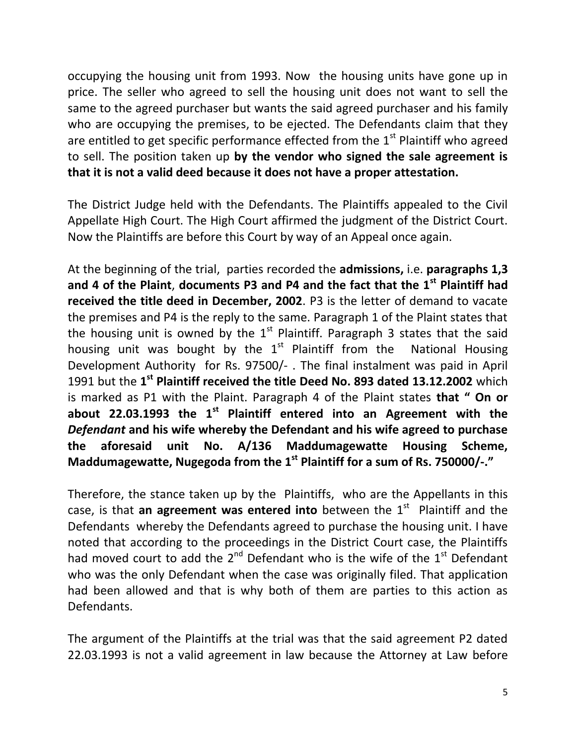occupying the housing unit from 1993. Now the housing units have gone up in price. The seller who agreed to sell the housing unit does not want to sell the same to the agreed purchaser but wants the said agreed purchaser and his family who are occupying the premises, to be ejected. The Defendants claim that they are entitled to get specific performance effected from the 1st Plaintiff who agreed to sell. The position taken up **by the vendor who signed the sale agreement is that it is not a valid deed because it does not have a proper attestation.**

The District Judge held with the Defendants. The Plaintiffs appealed to the Civil Appellate High Court. The High Court affirmed the judgment of the District Court. Now the Plaintiffs are before this Court by way of an Appeal once again.

At the beginning of the trial, parties recorded the **admissions,** i.e. **paragraphs 1,3 and 4 of the Plaint**, **documents P3 and P4 and the fact that the 1st Plaintiff had received the title deed in December, 2002**. P3 is the letter of demand to vacate the premises and P4 is the reply to the same. Paragraph 1 of the Plaint states that the housing unit is owned by the 1st Plaintiff. Paragraph 3 states that the said housing unit was bought by the 1st Plaintiff from the National Housing Development Authority for Rs. 97500/- . The final instalment was paid in April 1991 but the **1st Plaintiff received the title Deed No. 893 dated 13.12.2002** which is marked as P1 with the Plaint. Paragraph 4 of the Plaint states **that " On or about 22.03.1993 the 1st Plaintiff entered into an Agreement with the *Defendant* and his wife whereby the Defendant and his wife agreed to purchase the aforesaid unit No. A/136 Maddumagewatte Housing Scheme, Maddumagewatte, Nugegoda from the 1st Plaintiff for a sum of Rs. 750000/-."**

Therefore, the stance taken up by the Plaintiffs, who are the Appellants in this case, is that **an agreement was entered into** between the 1st Plaintiff and the Defendants whereby the Defendants agreed to purchase the housing unit. I have noted that according to the proceedings in the District Court case, the Plaintiffs had moved court to add the 2nd Defendant who is the wife of the 1st Defendant who was the only Defendant when the case was originally filed. That application had been allowed and that is why both of them are parties to this action as Defendants.

The argument of the Plaintiffs at the trial was that the said agreement P2 dated 22.03.1993 is not a valid agreement in law because the Attorney at Law before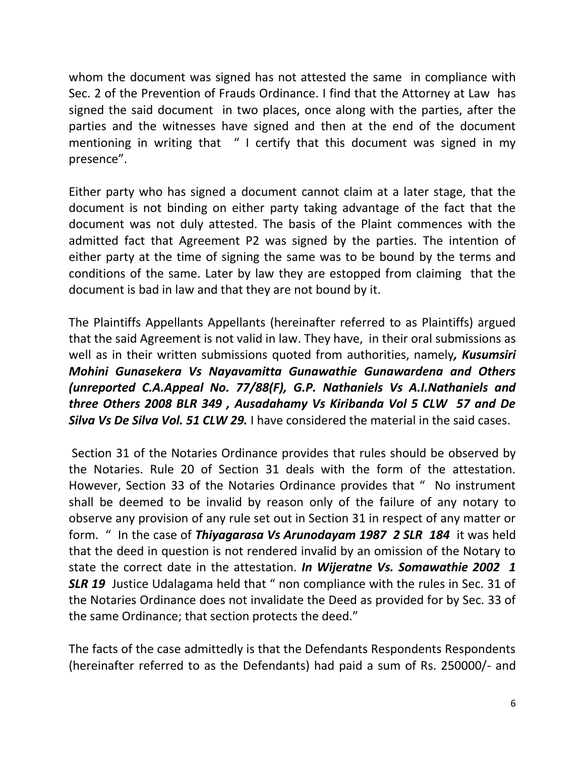whom the document was signed has not attested the same in compliance with Sec. 2 of the Prevention of Frauds Ordinance. I find that the Attorney at Law has signed the said document in two places, once along with the parties, after the parties and the witnesses have signed and then at the end of the document mentioning in writing that " I certify that this document was signed in my presence".

Either party who has signed a document cannot claim at a later stage, that the document is not binding on either party taking advantage of the fact that the document was not duly attested. The basis of the Plaint commences with the admitted fact that Agreement P2 was signed by the parties. The intention of either party at the time of signing the same was to be bound by the terms and conditions of the same. Later by law they are estopped from claiming that the document is bad in law and that they are not bound by it.

The Plaintiffs Appellants Appellants (hereinafter referred to as Plaintiffs) argued that the said Agreement is not valid in law. They have, in their oral submissions as well as in their written submissions quoted from authorities, namely***, Kusumsiri Mohini Gunasekera Vs Nayavamitta Gunawathie Gunawardena and Others (unreported C.A.Appeal No. 77/88(F), G.P. Nathaniels Vs A.I.Nathaniels and three Others 2008 BLR 349 , Ausadahamy Vs Kiribanda Vol 5 CLW 57 and De Silva Vs De Silva Vol. 51 CLW 29.*** I have considered the material in the said cases.

Section 31 of the Notaries Ordinance provides that rules should be observed by the Notaries. Rule 20 of Section 31 deals with the form of the attestation. However, Section 33 of the Notaries Ordinance provides that " No instrument shall be deemed to be invalid by reason only of the failure of any notary to observe any provision of any rule set out in Section 31 in respect of any matter or form. " In the case of ***Thiyagarasa Vs Arunodayam 1987 2 SLR 184*** it was held that the deed in question is not rendered invalid by an omission of the Notary to state the correct date in the attestation. ***In Wijeratne Vs. Somawathie 2002 1 SLR 19*** Justice Udalagama held that " non compliance with the rules in Sec. 31 of the Notaries Ordinance does not invalidate the Deed as provided for by Sec. 33 of the same Ordinance; that section protects the deed."

The facts of the case admittedly is that the Defendants Respondents Respondents (hereinafter referred to as the Defendants) had paid a sum of Rs. 250000/- and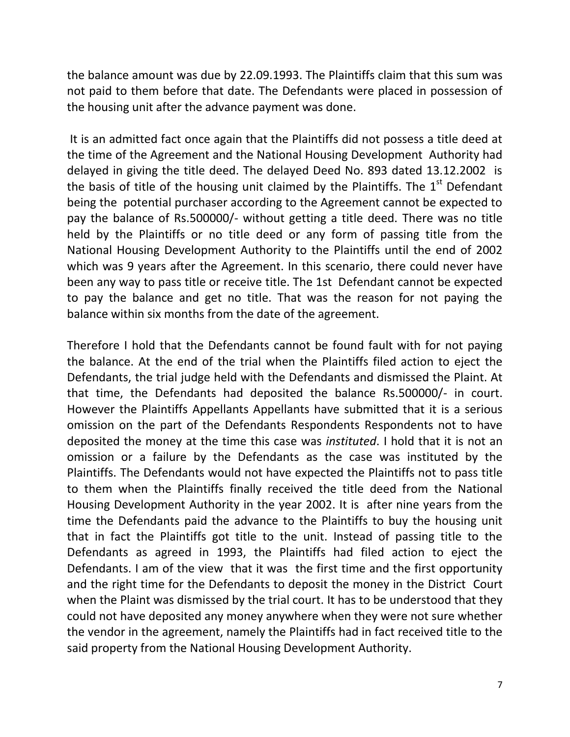the balance amount was due by 22.09.1993. The Plaintiffs claim that this sum was not paid to them before that date. The Defendants were placed in possession of the housing unit after the advance payment was done.

It is an admitted fact once again that the Plaintiffs did not possess a title deed at the time of the Agreement and the National Housing Development Authority had delayed in giving the title deed. The delayed Deed No. 893 dated 13.12.2002 is the basis of title of the housing unit claimed by the Plaintiffs. The 1st Defendant being the potential purchaser according to the Agreement cannot be expected to pay the balance of Rs.500000/- without getting a title deed. There was no title held by the Plaintiffs or no title deed or any form of passing title from the National Housing Development Authority to the Plaintiffs until the end of 2002 which was 9 years after the Agreement. In this scenario, there could never have been any way to pass title or receive title. The 1st Defendant cannot be expected to pay the balance and get no title. That was the reason for not paying the balance within six months from the date of the agreement.

Therefore I hold that the Defendants cannot be found fault with for not paying the balance. At the end of the trial when the Plaintiffs filed action to eject the Defendants, the trial judge held with the Defendants and dismissed the Plaint. At that time, the Defendants had deposited the balance Rs.500000/- in court. However the Plaintiffs Appellants Appellants have submitted that it is a serious omission on the part of the Defendants Respondents Respondents not to have deposited the money at the time this case was *instituted*. I hold that it is not an omission or a failure by the Defendants as the case was instituted by the Plaintiffs. The Defendants would not have expected the Plaintiffs not to pass title to them when the Plaintiffs finally received the title deed from the National Housing Development Authority in the year 2002. It is after nine years from the time the Defendants paid the advance to the Plaintiffs to buy the housing unit that in fact the Plaintiffs got title to the unit. Instead of passing title to the Defendants as agreed in 1993, the Plaintiffs had filed action to eject the Defendants. I am of the view that it was the first time and the first opportunity and the right time for the Defendants to deposit the money in the District Court when the Plaint was dismissed by the trial court. It has to be understood that they could not have deposited any money anywhere when they were not sure whether the vendor in the agreement, namely the Plaintiffs had in fact received title to the said property from the National Housing Development Authority.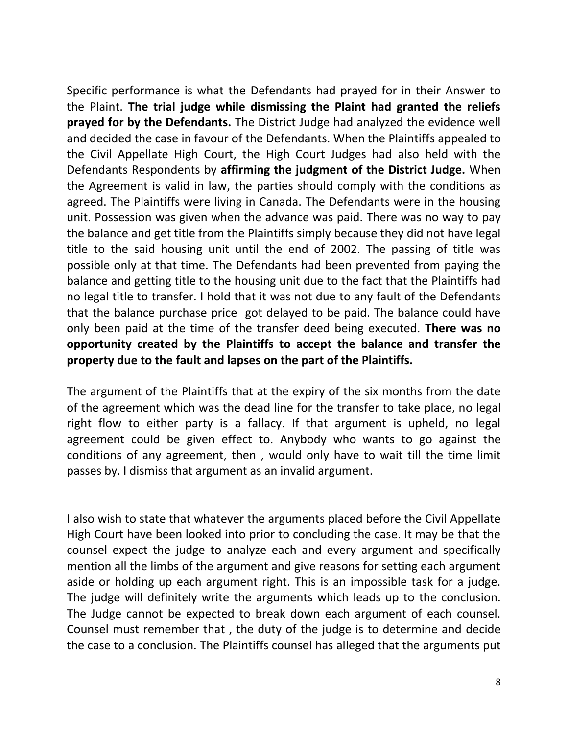Specific performance is what the Defendants had prayed for in their Answer to the Plaint. **The trial judge while dismissing the Plaint had granted the reliefs prayed for by the Defendants.** The District Judge had analyzed the evidence well and decided the case in favour of the Defendants. When the Plaintiffs appealed to the Civil Appellate High Court, the High Court Judges had also held with the Defendants Respondents by **affirming the judgment of the District Judge.** When the Agreement is valid in law, the parties should comply with the conditions as agreed. The Plaintiffs were living in Canada. The Defendants were in the housing unit. Possession was given when the advance was paid. There was no way to pay the balance and get title from the Plaintiffs simply because they did not have legal title to the said housing unit until the end of 2002. The passing of title was possible only at that time. The Defendants had been prevented from paying the balance and getting title to the housing unit due to the fact that the Plaintiffs had no legal title to transfer. I hold that it was not due to any fault of the Defendants that the balance purchase price got delayed to be paid. The balance could have only been paid at the time of the transfer deed being executed. **There was no opportunity created by the Plaintiffs to accept the balance and transfer the property due to the fault and lapses on the part of the Plaintiffs.**

The argument of the Plaintiffs that at the expiry of the six months from the date of the agreement which was the dead line for the transfer to take place, no legal right flow to either party is a fallacy. If that argument is upheld, no legal agreement could be given effect to. Anybody who wants to go against the conditions of any agreement, then , would only have to wait till the time limit passes by. I dismiss that argument as an invalid argument.

I also wish to state that whatever the arguments placed before the Civil Appellate High Court have been looked into prior to concluding the case. It may be that the counsel expect the judge to analyze each and every argument and specifically mention all the limbs of the argument and give reasons for setting each argument aside or holding up each argument right. This is an impossible task for a judge. The judge will definitely write the arguments which leads up to the conclusion. The Judge cannot be expected to break down each argument of each counsel. Counsel must remember that , the duty of the judge is to determine and decide the case to a conclusion. The Plaintiffs counsel has alleged that the arguments put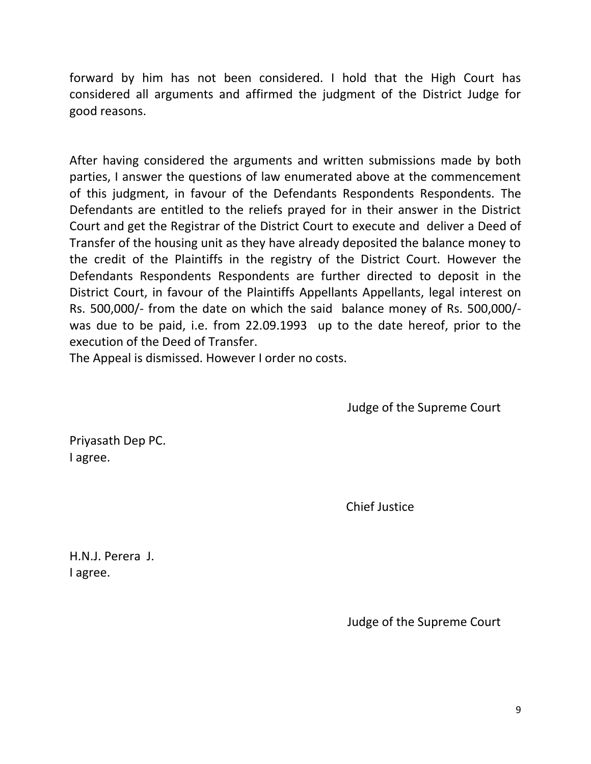forward by him has not been considered. I hold that the High Court has considered all arguments and affirmed the judgment of the District Judge for good reasons.

After having considered the arguments and written submissions made by both parties, I answer the questions of law enumerated above at the commencement of this judgment, in favour of the Defendants Respondents Respondents. The Defendants are entitled to the reliefs prayed for in their answer in the District Court and get the Registrar of the District Court to execute and deliver a Deed of Transfer of the housing unit as they have already deposited the balance money to the credit of the Plaintiffs in the registry of the District Court. However the Defendants Respondents Respondents are further directed to deposit in the District Court, in favour of the Plaintiffs Appellants Appellants, legal interest on Rs. 500,000/- from the date on which the said balance money of Rs. 500,000/- was due to be paid, i.e. from 22.09.1993 up to the date hereof, prior to the execution of the Deed of Transfer.

The Appeal is dismissed. However I order no costs.

Judge of the Supreme Court

Priyasath Dep PC.

I agree.

Chief Justice

H.N.J. Perera J.

I agree.

Judge of the Supreme Court